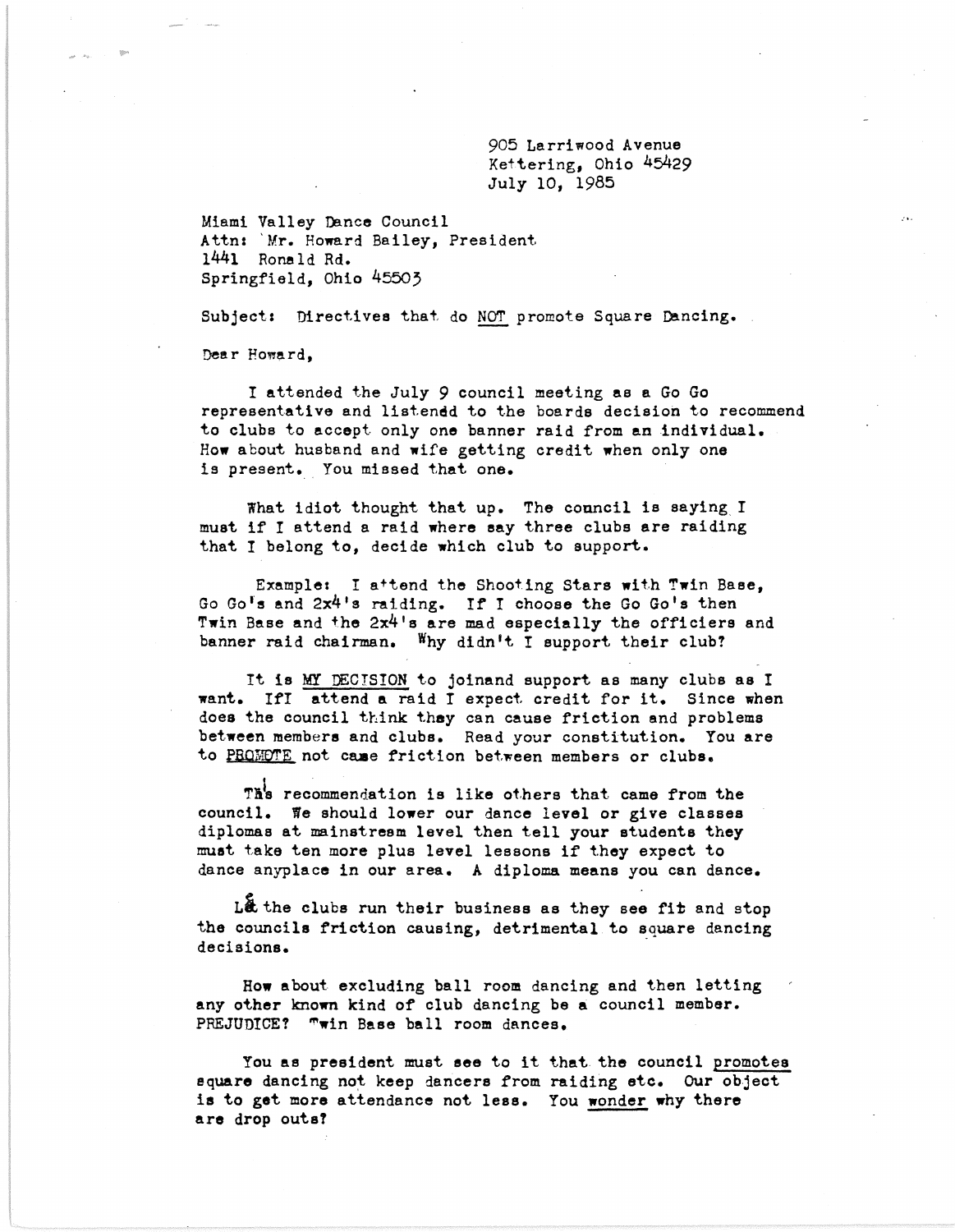905 Larriwood Avenue
Kettering, Ohio 45429
July 10, 1985

Miami Valley Dance Council
Attn: Mr. Howard Bailey, President
1441 Ronald Rd.
Springfield, Ohio 45503

Subject: Directives that do NOT promote Square Dancing.

Dear Howard,

I attended the July 9 council meeting as a Go Go representative and listendd to the boards decision to recommend to clubs to accept only one banner raid from an individual. How about husband and wife getting credit when only one is present. You missed that one.

What idiot thought that up. The council is saying I must if I attend a raid where say three clubs are raiding that I belong to, decide which club to support.

Example: I attend the Shooting Stars with Twin Base, Go Go's and 2x4's raiding. If I choose the Go Go's then Twin Base and the 2x4's are mad especially the officiers and banner raid chairman. Why didn't I support their club?

It is MY DECISION to joinand support as many clubs as I want. IfI attend a raid I expect credit for it. Since when does the council think they can cause friction and problems between members and clubs. Read your constitution. You are to PROMOTE not case friction between members or clubs.

This recommendation is like others that came from the council. We should lower our dance level or give classes diplomas at mainstream level then tell your students they must take ten more plus level lessons if they expect to dance anyplace in our area. A diploma means you can dance.

Let the clubs run their business as they see fit and stop the councils friction causing, detrimental to square dancing decisions.

How about excluding ball room dancing and then letting any other known kind of club dancing be a council member. PREJUDICE? Twin Base ball room dances.

You as president must see to it that the council promotes square dancing not keep dancers from raiding etc. Our object is to get more attendance not less. You wonder why there are drop outs?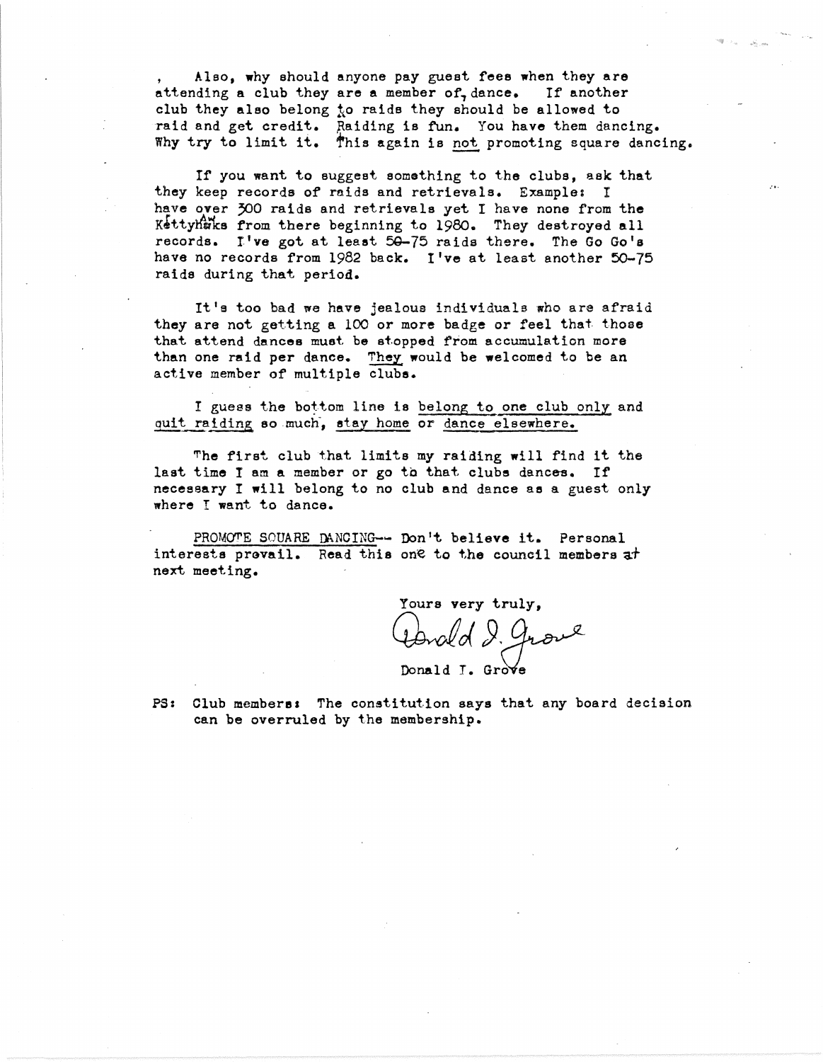, Also, why should anyone pay guest fees when they are attending a club they are a member of, dance. If another club they also belong to raids they should be allowed to raid and get credit. Raiding is fun. You have them dancing. Why try to limit it. This again is not promoting square dancing.

If you want to suggest something to the clubs, ask that they keep records of raids and retrievals. Example: I have over 300 raids and retrievals yet I have none from the KittyHawks from there beginning to 1980. They destroyed all records. I've got at least 50-75 raids there. The Go Go's have no records from 1982 back. I've at least another 50-75 raids during that period.

It's too bad we have jealous individuals who are afraid they are not getting a 100 or more badge or feel that those that attend dances must be stopped from accumulation more than one raid per dance. They would be welcomed to be an active member of multiple clubs.

I guess the bottom line is belong to one club only and quit raiding so much, stay home or dance elsewhere.

The first club that limits my raiding will find it the last time I am a member or go to that clubs dances. If necessary I will belong to no club and dance as a guest only where I want to dance.

PROMOTE SQUARE DANCING-- Don't believe it. Personal interests prevail. Read this one to the council members at next meeting.

Yours very truly,

Donald I. Grove

Donald I. Grove

PS: Club members: The constitution says that any board decision can be overruled by the membership.